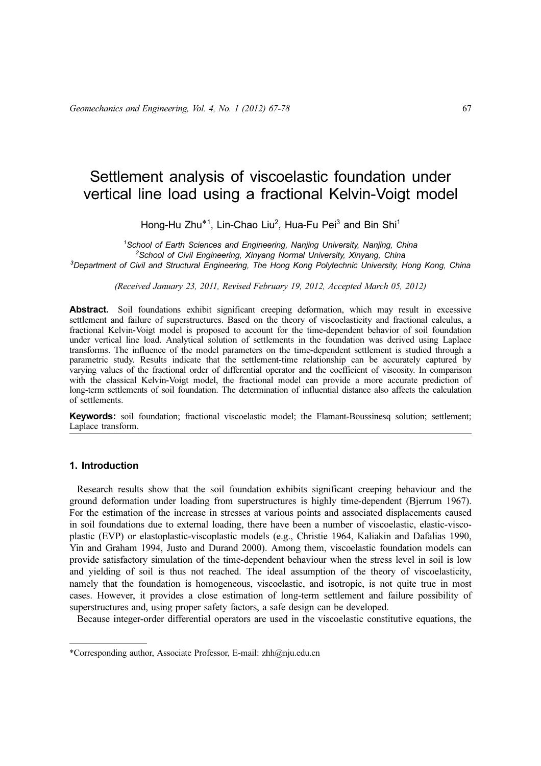# Settlement analysis of viscoelastic foundation under vertical line load using a fractional Kelvin-Voigt model

Hong-Hu Zhu*[1], Lin-Chao Liu[2], Hua-Fu Pei[3] and Bin Shi[1]

[1]*School of Earth Sciences and Engineering, Nanjing University, Nanjing, China*
[2]*School of Civil Engineering, Xinyang Normal University, Xinyang, China*
[3]*Department of Civil and Structural Engineering, The Hong Kong Polytechnic University, Hong Kong, China*

*(Received January 23, 2011, Revised February 19, 2012, Accepted March 05, 2012)*

**Abstract.** Soil foundations exhibit significant creeping deformation, which may result in excessive settlement and failure of superstructures. Based on the theory of viscoelasticity and fractional calculus, a fractional Kelvin-Voigt model is proposed to account for the time-dependent behavior of soil foundation under vertical line load. Analytical solution of settlements in the foundation was derived using Laplace transforms. The influence of the model parameters on the time-dependent settlement is studied through a parametric study. Results indicate that the settlement-time relationship can be accurately captured by varying values of the fractional order of differential operator and the coefficient of viscosity. In comparison with the classical Kelvin-Voigt model, the fractional model can provide a more accurate prediction of long-term settlements of soil foundation. The determination of influential distance also affects the calculation of settlements.

**Keywords:** soil foundation; fractional viscoelastic model; the Flamant-Boussinesq solution; settlement; Laplace transform.

## 1. Introduction

Research results show that the soil foundation exhibits significant creeping behaviour and the ground deformation under loading from superstructures is highly time-dependent (Bjerrum 1967). For the estimation of the increase in stresses at various points and associated displacements caused in soil foundations due to external loading, there have been a number of viscoelastic, elastic-visco-plastic (EVP) or elastoplastic-viscoplastic models (e.g., Christie 1964, Kaliakin and Dafalias 1990, Yin and Graham 1994, Justo and Durand 2000). Among them, viscoelastic foundation models can provide satisfactory simulation of the time-dependent behaviour when the stress level in soil is low and yielding of soil is thus not reached. The ideal assumption of the theory of viscoelasticity, namely that the foundation is homogeneous, viscoelastic, and isotropic, is not quite true in most cases. However, it provides a close estimation of long-term settlement and failure possibility of superstructures and, using proper safety factors, a safe design can be developed.

Because integer-order differential operators are used in the viscoelastic constitutive equations, the

*Corresponding author, Associate Professor, E-mail: zhh@nju.edu.cn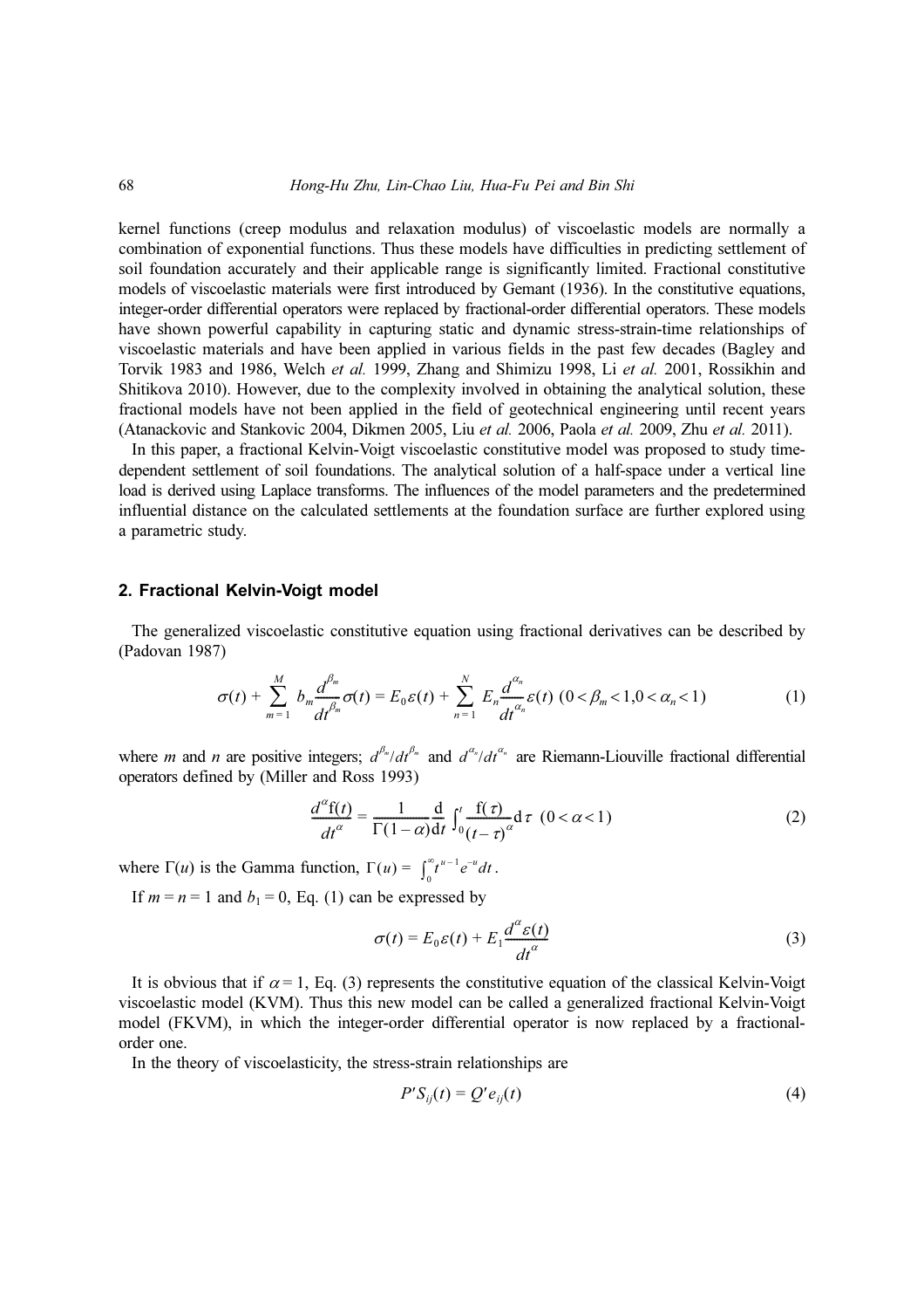kernel functions (creep modulus and relaxation modulus) of viscoelastic models are normally a combination of exponential functions. Thus these models have difficulties in predicting settlement of soil foundation accurately and their applicable range is significantly limited. Fractional constitutive models of viscoelastic materials were first introduced by Gemant (1936). In the constitutive equations, integer-order differential operators were replaced by fractional-order differential operators. These models have shown powerful capability in capturing static and dynamic stress-strain-time relationships of viscoelastic materials and have been applied in various fields in the past few decades (Bagley and Torvik 1983 and 1986, Welch *et al.* 1999, Zhang and Shimizu 1998, Li *et al.* 2001, Rossikhin and Shitikova 2010). However, due to the complexity involved in obtaining the analytical solution, these fractional models have not been applied in the field of geotechnical engineering until recent years (Atanackovic and Stankovic 2004, Dikmen 2005, Liu *et al.* 2006, Paola *et al.* 2009, Zhu *et al.* 2011).

In this paper, a fractional Kelvin-Voigt viscoelastic constitutive model was proposed to study time-dependent settlement of soil foundations. The analytical solution of a half-space under a vertical line load is derived using Laplace transforms. The influences of the model parameters and the predetermined influential distance on the calculated settlements at the foundation surface are further explored using a parametric study.

## 2. Fractional Kelvin-Voigt model

The generalized viscoelastic constitutive equation using fractional derivatives can be described by (Padovan 1987)

$$\sigma(t) + \sum_{m=1}^{M} b_m \frac{d^{\beta_m}}{dt^{\beta_m}}\sigma(t) = E_0\varepsilon(t) + \sum_{n=1}^{N} E_n \frac{d^{\alpha_n}}{dt^{\alpha_n}}\varepsilon(t) \;\; (0<\beta_m<1, 0<\alpha_n<1) \tag{1}$$

where $m$ and $n$ are positive integers; $d^{\beta_m}/dt^{\beta_m}$ and $d^{\alpha_n}/dt^{\alpha_n}$ are Riemann-Liouville fractional differential operators defined by (Miller and Ross 1993)

$$\frac{d^{\alpha}\mathrm{f}(t)}{dt^{\alpha}} = \frac{1}{\Gamma(1-\alpha)}\frac{\mathrm{d}}{\mathrm{d}t}\int_0^t \frac{\mathrm{f}(\tau)}{(t-\tau)^{\alpha}}\mathrm{d}\tau \;\; (0<\alpha<1) \tag{2}$$

where $\Gamma(u)$ is the Gamma function, $\Gamma(u) = \int_0^{\infty} t^{u-1}e^{-u}dt$.

If $m = n = 1$ and $b_1 = 0$, Eq. (1) can be expressed by

$$\sigma(t) = E_0\varepsilon(t) + E_1\frac{d^{\alpha}\varepsilon(t)}{dt^{\alpha}} \tag{3}$$

It is obvious that if $\alpha = 1$, Eq. (3) represents the constitutive equation of the classical Kelvin-Voigt viscoelastic model (KVM). Thus this new model can be called a generalized fractional Kelvin-Voigt model (FKVM), in which the integer-order differential operator is now replaced by a fractional-order one.

In the theory of viscoelasticity, the stress-strain relationships are

$$P'S_{ij}(t) = Q'e_{ij}(t) \tag{4}$$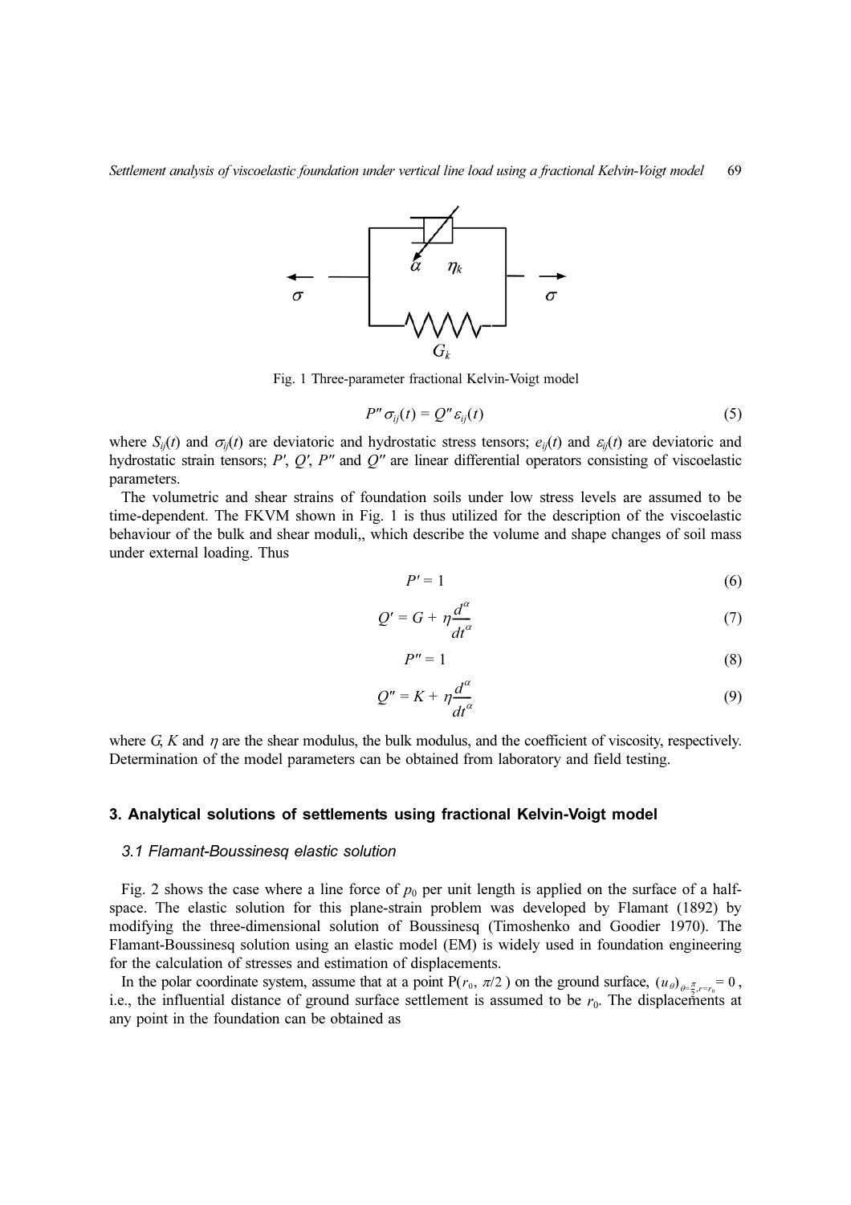Fig. 1 Three-parameter fractional Kelvin-Voigt model

$$P'' \sigma_{ij}(t) = Q'' \varepsilon_{ij}(t) \tag{5}$$

where $S_{ij}(t)$ and $\sigma_{ij}(t)$ are deviatoric and hydrostatic stress tensors; $e_{ij}(t)$ and $\varepsilon_{ij}(t)$ are deviatoric and hydrostatic strain tensors; $P'$, $Q'$, $P''$ and $Q''$ are linear differential operators consisting of viscoelastic parameters.

The volumetric and shear strains of foundation soils under low stress levels are assumed to be time-dependent. The FKVM shown in Fig. 1 is thus utilized for the description of the viscoelastic behaviour of the bulk and shear moduli,, which describe the volume and shape changes of soil mass under external loading. Thus

$$P' = 1 \tag{6}$$

$$Q' = G + \eta \frac{d^{\alpha}}{dt^{\alpha}} \tag{7}$$

$$P'' = 1 \tag{8}$$

$$Q'' = K + \eta \frac{d^{\alpha}}{dt^{\alpha}} \tag{9}$$

where $G$, $K$ and $\eta$ are the shear modulus, the bulk modulus, and the coefficient of viscosity, respectively. Determination of the model parameters can be obtained from laboratory and field testing.

## 3. Analytical solutions of settlements using fractional Kelvin-Voigt model

### 3.1 Flamant-Boussinesq elastic solution

Fig. 2 shows the case where a line force of $p_0$ per unit length is applied on the surface of a half-space. The elastic solution for this plane-strain problem was developed by Flamant (1892) by modifying the three-dimensional solution of Boussinesq (Timoshenko and Goodier 1970). The Flamant-Boussinesq solution using an elastic model (EM) is widely used in foundation engineering for the calculation of stresses and estimation of displacements.

In the polar coordinate system, assume that at a point P($r_0$, $\pi/2$) on the ground surface, $(u_\theta)_{\theta=\frac{\pi}{2}, r=r_0} = 0$, i.e., the influential distance of ground surface settlement is assumed to be $r_0$. The displacements at any point in the foundation can be obtained as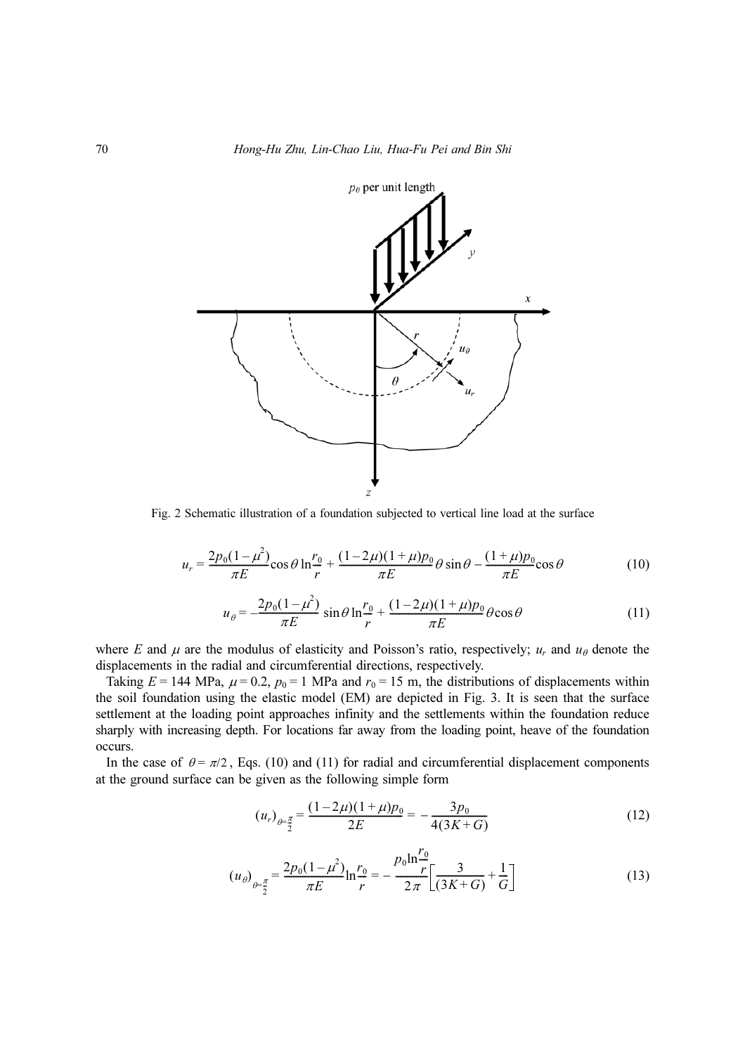Fig. 2 Schematic illustration of a foundation subjected to vertical line load at the surface

$$u_r = \frac{2p_0(1-\mu^2)}{\pi E}\cos\theta \ln\frac{r_0}{r} + \frac{(1-2\mu)(1+\mu)p_0}{\pi E}\theta\sin\theta - \frac{(1+\mu)p_0}{\pi E}\cos\theta \tag{10}$$

$$u_\theta = -\frac{2p_0(1-\mu^2)}{\pi E}\sin\theta \ln\frac{r_0}{r} + \frac{(1-2\mu)(1+\mu)p_0}{\pi E}\theta\cos\theta \tag{11}$$

where $E$ and $\mu$ are the modulus of elasticity and Poisson's ratio, respectively; $u_r$ and $u_\theta$ denote the displacements in the radial and circumferential directions, respectively.

Taking $E$ = 144 MPa, $\mu$ = 0.2, $p_0$ = 1 MPa and $r_0$ = 15 m, the distributions of displacements within the soil foundation using the elastic model (EM) are depicted in Fig. 3. It is seen that the surface settlement at the loading point approaches infinity and the settlements within the foundation reduce sharply with increasing depth. For locations far away from the loading point, heave of the foundation occurs.

In the case of $\theta = \pi/2$, Eqs. (10) and (11) for radial and circumferential displacement components at the ground surface can be given as the following simple form

$$(u_r)_{\theta=\frac{\pi}{2}} = \frac{(1-2\mu)(1+\mu)p_0}{2E} = -\frac{3p_0}{4(3K+G)} \tag{12}$$

$$(u_\theta)_{\theta=\frac{\pi}{2}} = \frac{2p_0(1-\mu^2)}{\pi E}\ln\frac{r_0}{r} = -\frac{p_0\ln\frac{r_0}{r}}{2\pi}\left[\frac{3}{(3K+G)} + \frac{1}{G}\right] \tag{13}$$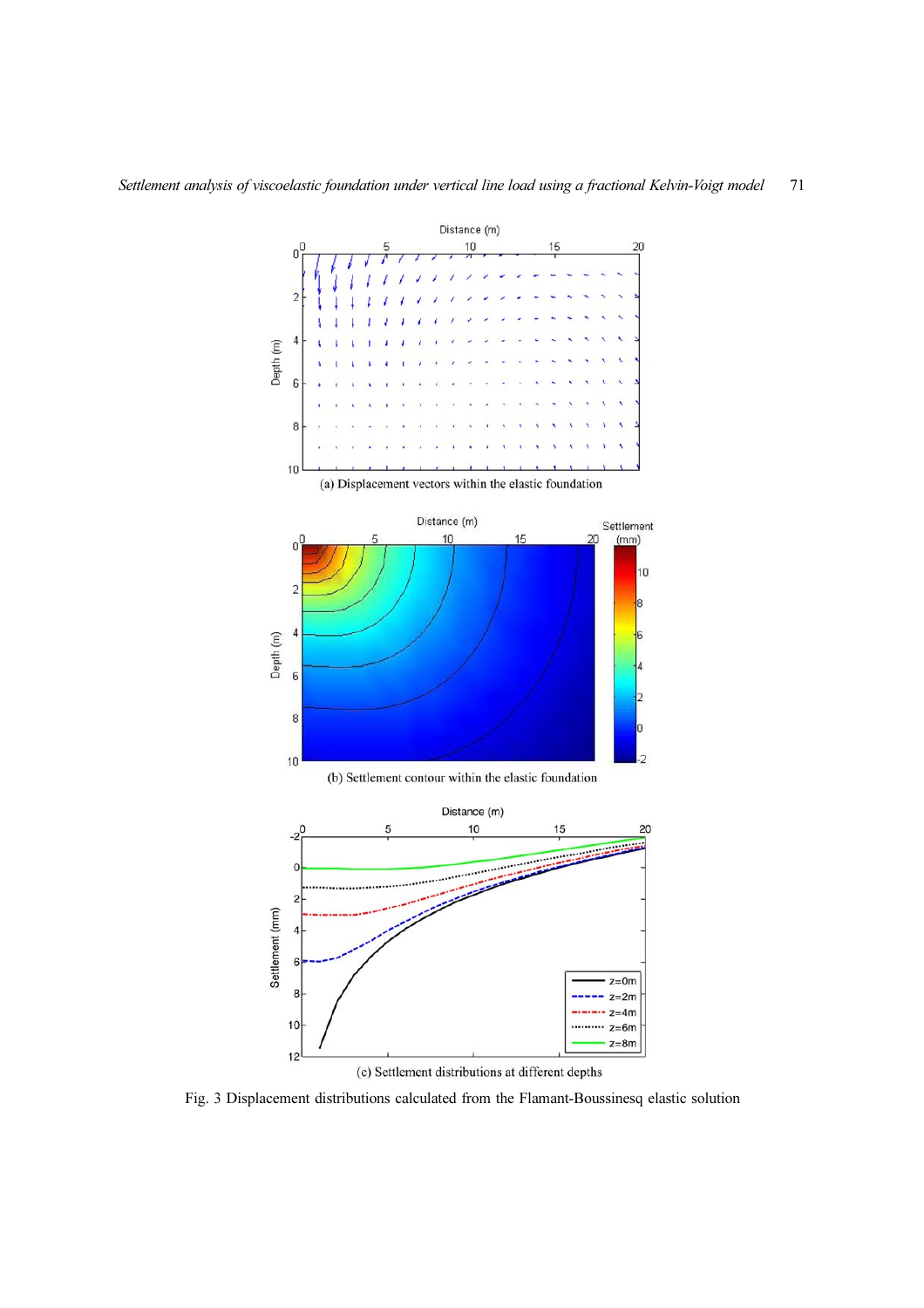(a) Displacement vectors within the elastic foundation

(b) Settlement contour within the elastic foundation

(c) Settlement distributions at different depths

Fig. 3 Displacement distributions calculated from the Flamant-Boussinesq elastic solution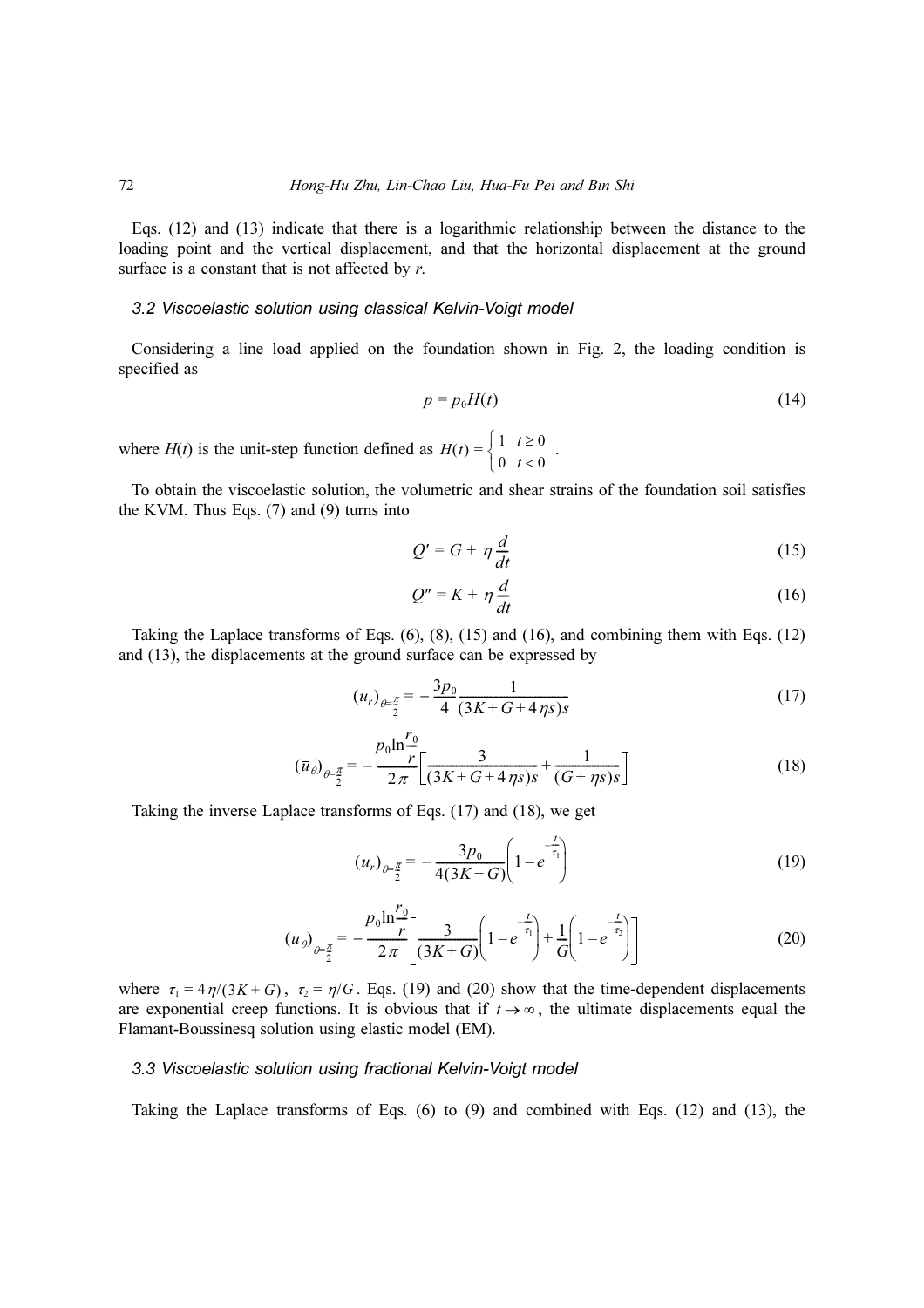Eqs. (12) and (13) indicate that there is a logarithmic relationship between the distance to the loading point and the vertical displacement, and that the horizontal displacement at the ground surface is a constant that is not affected by $r$.

### 3.2 Viscoelastic solution using classical Kelvin-Voigt model

Considering a line load applied on the foundation shown in Fig. 2, the loading condition is specified as

$$p = p_0 H(t) \tag{14}$$

where $H(t)$ is the unit-step function defined as $H(t) = \begin{cases} 1 & t \geq 0 \\ 0 & t < 0 \end{cases}$.

To obtain the viscoelastic solution, the volumetric and shear strains of the foundation soil satisfies the KVM. Thus Eqs. (7) and (9) turns into

$$Q' = G + \eta \frac{d}{dt} \tag{15}$$

$$Q'' = K + \eta \frac{d}{dt} \tag{16}$$

Taking the Laplace transforms of Eqs. (6), (8), (15) and (16), and combining them with Eqs. (12) and (13), the displacements at the ground surface can be expressed by

$$(\bar{u}_r)_{\theta=\frac{\pi}{2}} = -\frac{3p_0}{4} \frac{1}{(3K + G + 4\eta s)s} \tag{17}$$

$$(\bar{u}_\theta)_{\theta=\frac{\pi}{2}} = -\frac{p_0 \ln\frac{r_0}{r}}{2\pi} \left[ \frac{3}{(3K + G + 4\eta s)s} + \frac{1}{(G + \eta s)s} \right] \tag{18}$$

Taking the inverse Laplace transforms of Eqs. (17) and (18), we get

$$(u_r)_{\theta=\frac{\pi}{2}} = -\frac{3p_0}{4(3K + G)} \left( 1 - e^{-\frac{t}{\tau_1}} \right) \tag{19}$$

$$(u_\theta)_{\theta=\frac{\pi}{2}} = -\frac{p_0 \ln\frac{r_0}{r}}{2\pi} \left[ \frac{3}{(3K + G)} \left( 1 - e^{-\frac{t}{\tau_1}} \right) + \frac{1}{G} \left( 1 - e^{-\frac{t}{\tau_2}} \right) \right] \tag{20}$$

where $\tau_1 = 4\eta/(3K + G)$, $\tau_2 = \eta/G$. Eqs. (19) and (20) show that the time-dependent displacements are exponential creep functions. It is obvious that if $t \to \infty$, the ultimate displacements equal the Flamant-Boussinesq solution using elastic model (EM).

### 3.3 Viscoelastic solution using fractional Kelvin-Voigt model

Taking the Laplace transforms of Eqs. (6) to (9) and combined with Eqs. (12) and (13), the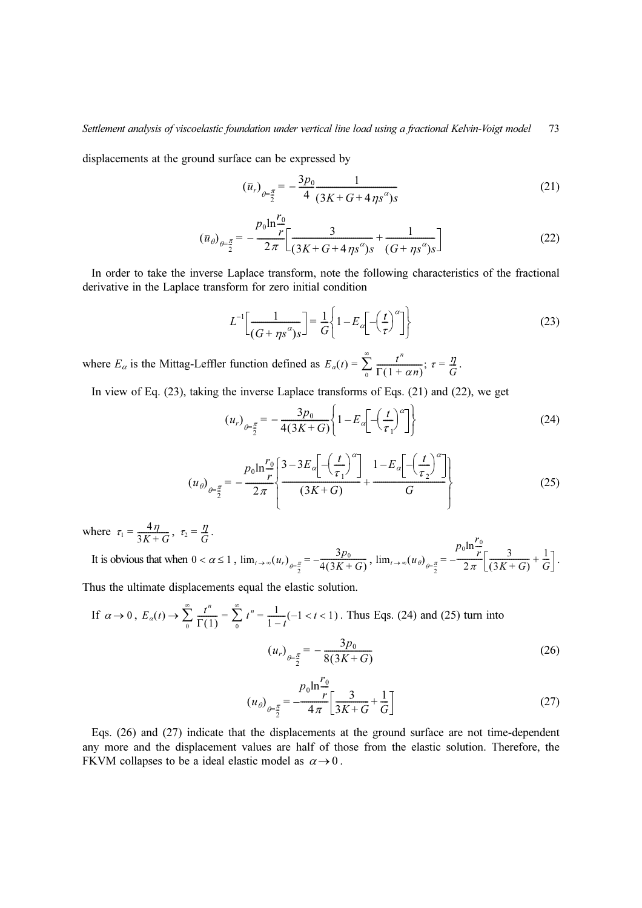displacements at the ground surface can be expressed by

$$(\bar{u}_r)_{\theta=\frac{\pi}{2}} = -\frac{3p_0}{4}\frac{1}{(3K+G+4\eta s^{\alpha})s} \tag{21}$$

$$(\bar{u}_\theta)_{\theta=\frac{\pi}{2}} = -\frac{p_0 \ln\frac{r_0}{r}}{2\pi}\left[\frac{3}{(3K+G+4\eta s^{\alpha})s} + \frac{1}{(G+\eta s^{\alpha})s}\right] \tag{22}$$

In order to take the inverse Laplace transform, note the following characteristics of the fractional derivative in the Laplace transform for zero initial condition

$$L^{-1}\left[\frac{1}{(G+\eta s^{\alpha})s}\right] = \frac{1}{G}\left\{1 - E_\alpha\left[-\left(\frac{t}{\tau}\right)^{\alpha}\right]\right\} \tag{23}$$

where $E_\alpha$ is the Mittag-Leffler function defined as $E_\alpha(t) = \sum_0^\infty \frac{t^n}{\Gamma(1+\alpha n)}$; $\tau = \frac{\eta}{G}$.

In view of Eq. (23), taking the inverse Laplace transforms of Eqs. (21) and (22), we get

$$(u_r)_{\theta=\frac{\pi}{2}} = -\frac{3p_0}{4(3K+G)}\left\{1 - E_\alpha\left[-\left(\frac{t}{\tau_1}\right)^{\alpha}\right]\right\} \tag{24}$$

$$(u_\theta)_{\theta=\frac{\pi}{2}} = -\frac{p_0 \ln\frac{r_0}{r}}{2\pi}\left\{\frac{3 - 3E_\alpha\left[-\left(\frac{t}{\tau_1}\right)^{\alpha}\right]}{(3K+G)} + \frac{1 - E_\alpha\left[-\left(\frac{t}{\tau_2}\right)^{\alpha}\right]}{G}\right\} \tag{25}$$

where $\tau_1 = \frac{4\eta}{3K+G}$, $\tau_2 = \frac{\eta}{G}$.

It is obvious that when $0 < \alpha \le 1$, $\lim_{t\to\infty}(u_r)_{\theta=\frac{\pi}{2}} = -\frac{3p_0}{4(3K+G)}$, $\lim_{t\to\infty}(u_\theta)_{\theta=\frac{\pi}{2}} = -\frac{p_0 \ln\frac{r_0}{r}}{2\pi}\left[\frac{3}{(3K+G)} + \frac{1}{G}\right]$. Thus the ultimate displacements equal the elastic solution.

If $\alpha \to 0$, $E_\alpha(t) \to \sum_0^\infty \frac{t^n}{\Gamma(1)} = \sum_0^\infty t^n = \frac{1}{1-t}(-1 < t < 1)$. Thus Eqs. (24) and (25) turn into

$$(u_r)_{\theta=\frac{\pi}{2}} = -\frac{3p_0}{8(3K+G)} \tag{26}$$

$$(u_\theta)_{\theta=\frac{\pi}{2}} = -\frac{p_0 \ln\frac{r_0}{r}}{4\pi}\left[\frac{3}{3K+G} + \frac{1}{G}\right] \tag{27}$$

Eqs. (26) and (27) indicate that the displacements at the ground surface are not time-dependent any more and the displacement values are half of those from the elastic solution. Therefore, the FKVM collapses to be a ideal elastic model as $\alpha \to 0$.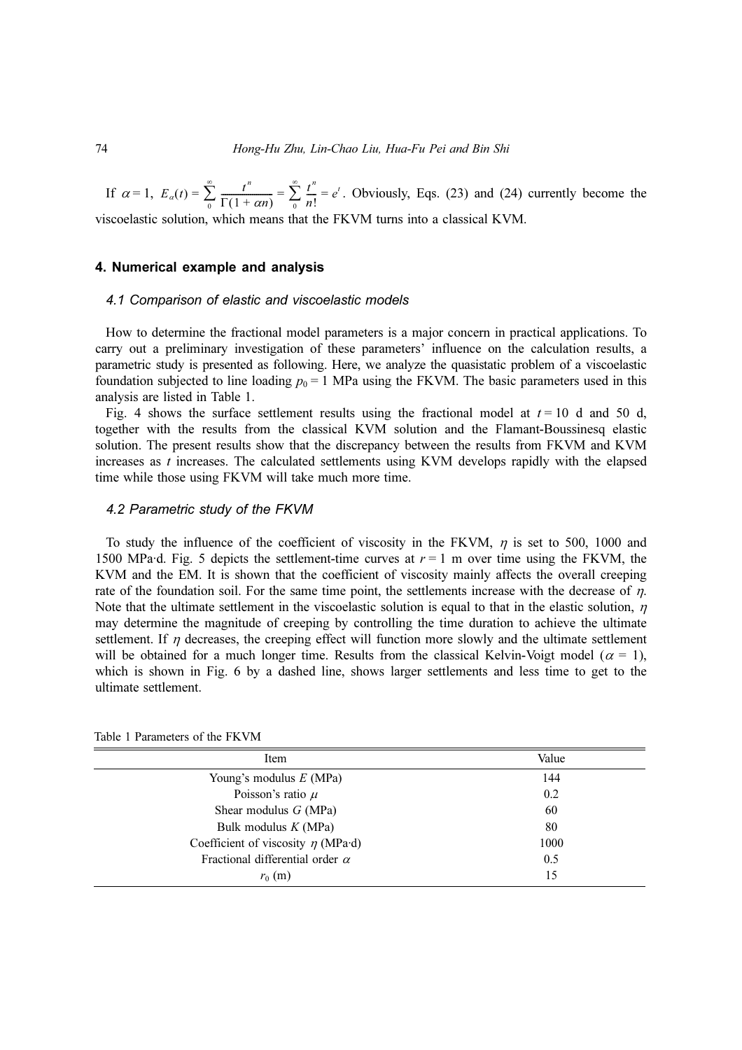If $\alpha = 1$, $E_\alpha(t) = \sum_0^\infty \frac{t^n}{\Gamma(1+\alpha n)} = \sum_0^\infty \frac{t^n}{n!} = e^t$. Obviously, Eqs. (23) and (24) currently become the viscoelastic solution, which means that the FKVM turns into a classical KVM.

## 4. Numerical example and analysis

### 4.1 Comparison of elastic and viscoelastic models

How to determine the fractional model parameters is a major concern in practical applications. To carry out a preliminary investigation of these parameters' influence on the calculation results, a parametric study is presented as following. Here, we analyze the quasistatic problem of a viscoelastic foundation subjected to line loading $p_0 = 1$ MPa using the FKVM. The basic parameters used in this analysis are listed in Table 1.

Fig. 4 shows the surface settlement results using the fractional model at $t = 10$ d and 50 d, together with the results from the classical KVM solution and the Flamant-Boussinesq elastic solution. The present results show that the discrepancy between the results from FKVM and KVM increases as $t$ increases. The calculated settlements using KVM develops rapidly with the elapsed time while those using FKVM will take much more time.

### 4.2 Parametric study of the FKVM

To study the influence of the coefficient of viscosity in the FKVM, $\eta$ is set to 500, 1000 and 1500 MPa·d. Fig. 5 depicts the settlement-time curves at $r = 1$ m over time using the FKVM, the KVM and the EM. It is shown that the coefficient of viscosity mainly affects the overall creeping rate of the foundation soil. For the same time point, the settlements increase with the decrease of $\eta$. Note that the ultimate settlement in the viscoelastic solution is equal to that in the elastic solution, $\eta$ may determine the magnitude of creeping by controlling the time duration to achieve the ultimate settlement. If $\eta$ decreases, the creeping effect will function more slowly and the ultimate settlement will be obtained for a much longer time. Results from the classical Kelvin-Voigt model ($\alpha = 1$), which is shown in Fig. 6 by a dashed line, shows larger settlements and less time to get to the ultimate settlement.

Table 1 Parameters of the FKVM

| Item | Value |
|---|---|
| Young's modulus $E$ (MPa) | 144 |
| Poisson's ratio $\mu$ | 0.2 |
| Shear modulus $G$ (MPa) | 60 |
| Bulk modulus $K$ (MPa) | 80 |
| Coefficient of viscosity $\eta$ (MPa·d) | 1000 |
| Fractional differential order $\alpha$ | 0.5 |
| $r_0$ (m) | 15 |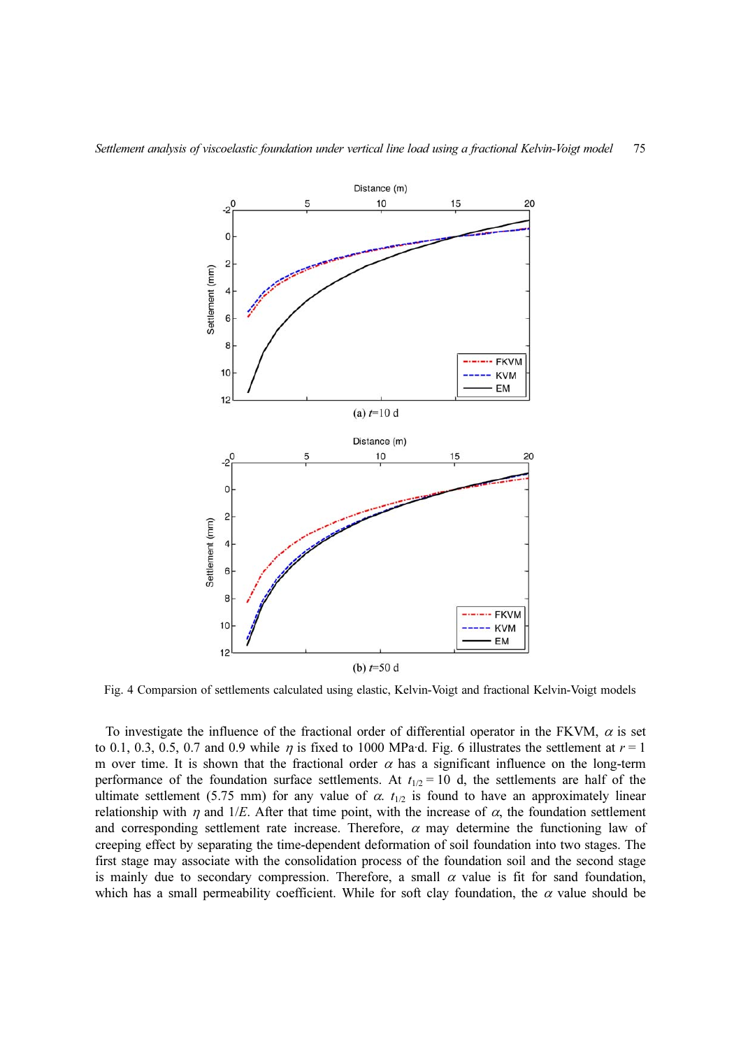Fig. 4 Comparsion of settlements calculated using elastic, Kelvin-Voigt and fractional Kelvin-Voigt models

To investigate the influence of the fractional order of differential operator in the FKVM, $\alpha$ is set to 0.1, 0.3, 0.5, 0.7 and 0.9 while $\eta$ is fixed to 1000 MPa·d. Fig. 6 illustrates the settlement at $r = 1$ m over time. It is shown that the fractional order $\alpha$ has a significant influence on the long-term performance of the foundation surface settlements. At $t_{1/2} = 10$ d, the settlements are half of the ultimate settlement (5.75 mm) for any value of $\alpha$. $t_{1/2}$ is found to have an approximately linear relationship with $\eta$ and $1/E$. After that time point, with the increase of $\alpha$, the foundation settlement and corresponding settlement rate increase. Therefore, $\alpha$ may determine the functioning law of creeping effect by separating the time-dependent deformation of soil foundation into two stages. The first stage may associate with the consolidation process of the foundation soil and the second stage is mainly due to secondary compression. Therefore, a small $\alpha$ value is fit for sand foundation, which has a small permeability coefficient. While for soft clay foundation, the $\alpha$ value should be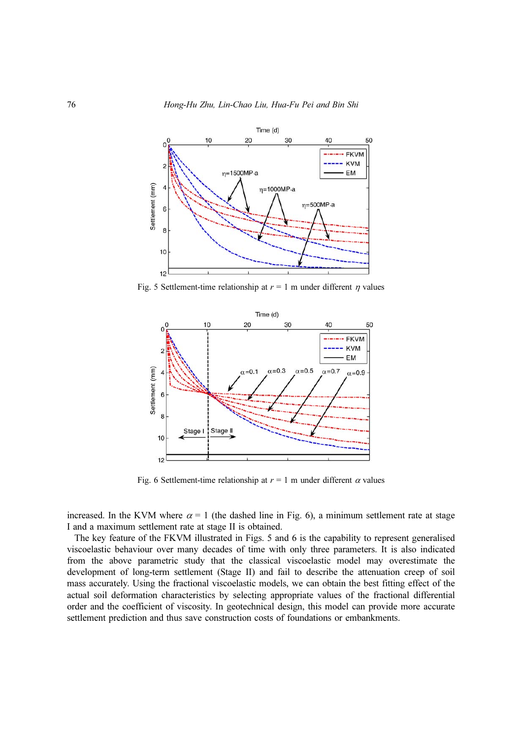Fig. 5 Settlement-time relationship at $r$ = 1 m under different $\eta$ values

Fig. 6 Settlement-time relationship at $r$ = 1 m under different $\alpha$ values

increased. In the KVM where $\alpha$ = 1 (the dashed line in Fig. 6), a minimum settlement rate at stage I and a maximum settlement rate at stage II is obtained.

The key feature of the FKVM illustrated in Figs. 5 and 6 is the capability to represent generalised viscoelastic behaviour over many decades of time with only three parameters. It is also indicated from the above parametric study that the classical viscoelastic model may overestimate the development of long-term settlement (Stage II) and fail to describe the attenuation creep of soil mass accurately. Using the fractional viscoelastic models, we can obtain the best fitting effect of the actual soil deformation characteristics by selecting appropriate values of the fractional differential order and the coefficient of viscosity. In geotechnical design, this model can provide more accurate settlement prediction and thus save construction costs of foundations or embankments.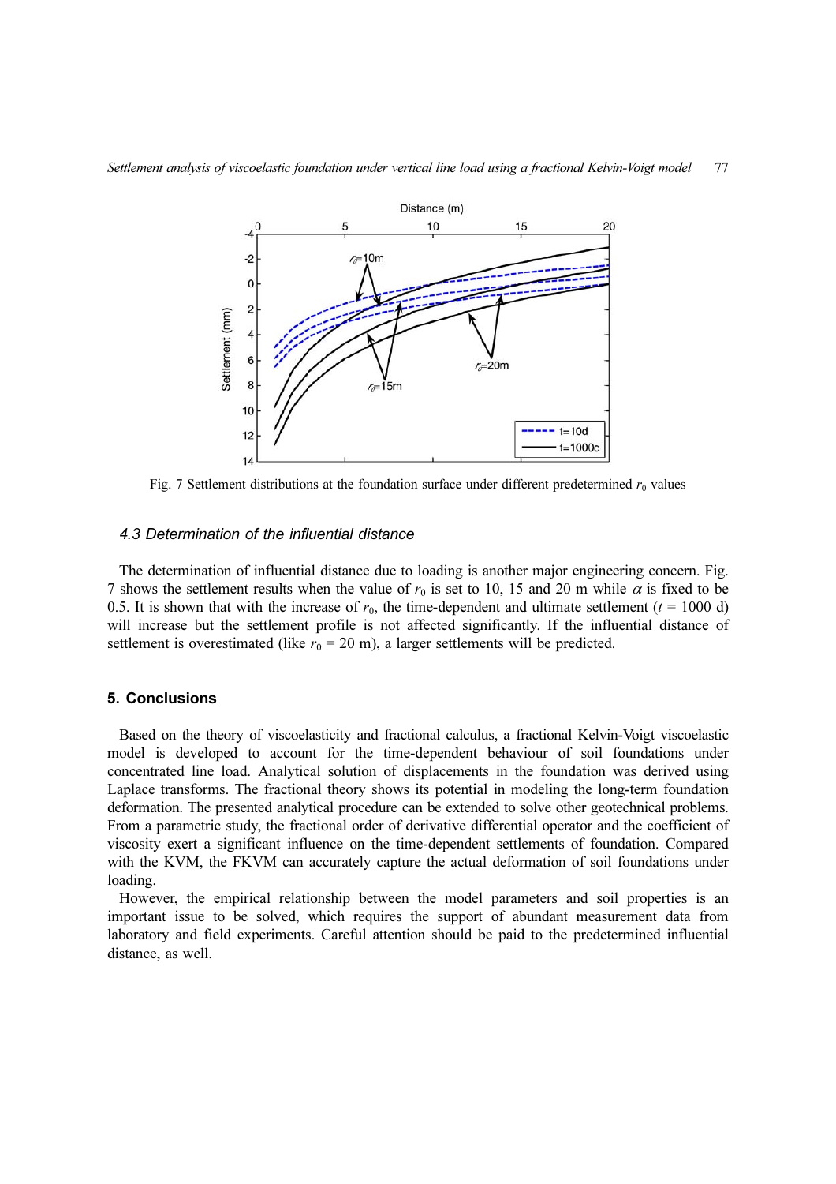Fig. 7 Settlement distributions at the foundation surface under different predetermined $r_0$ values

### 4.3 Determination of the influential distance

The determination of influential distance due to loading is another major engineering concern. Fig. 7 shows the settlement results when the value of $r_0$ is set to 10, 15 and 20 m while $\alpha$ is fixed to be 0.5. It is shown that with the increase of $r_0$, the time-dependent and ultimate settlement ($t$ = 1000 d) will increase but the settlement profile is not affected significantly. If the influential distance of settlement is overestimated (like $r_0$ = 20 m), a larger settlements will be predicted.

## 5. Conclusions

Based on the theory of viscoelasticity and fractional calculus, a fractional Kelvin-Voigt viscoelastic model is developed to account for the time-dependent behaviour of soil foundations under concentrated line load. Analytical solution of displacements in the foundation was derived using Laplace transforms. The fractional theory shows its potential in modeling the long-term foundation deformation. The presented analytical procedure can be extended to solve other geotechnical problems. From a parametric study, the fractional order of derivative differential operator and the coefficient of viscosity exert a significant influence on the time-dependent settlements of foundation. Compared with the KVM, the FKVM can accurately capture the actual deformation of soil foundations under loading.

However, the empirical relationship between the model parameters and soil properties is an important issue to be solved, which requires the support of abundant measurement data from laboratory and field experiments. Careful attention should be paid to the predetermined influential distance, as well.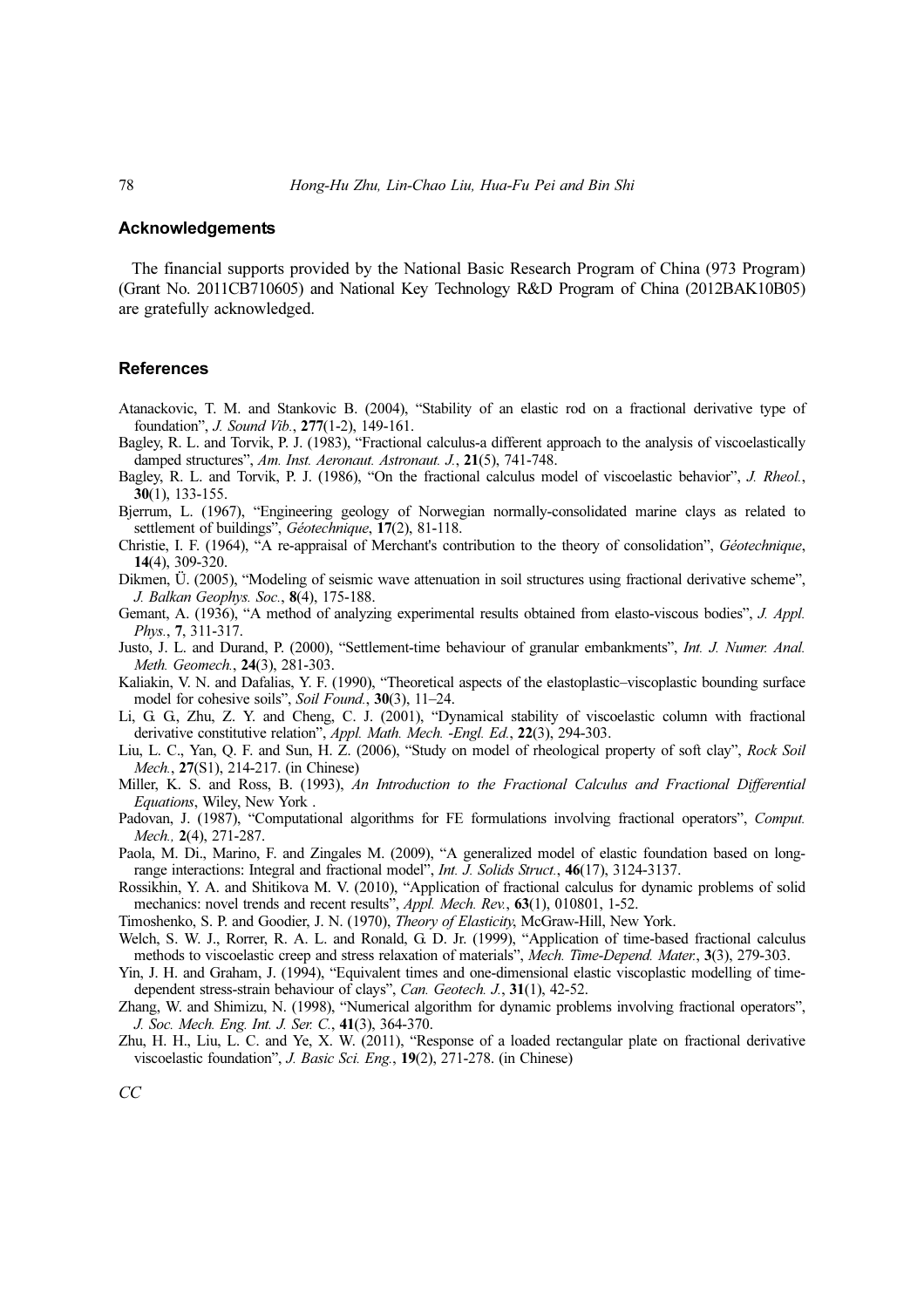## Acknowledgements

The financial supports provided by the National Basic Research Program of China (973 Program) (Grant No. 2011CB710605) and National Key Technology R&D Program of China (2012BAK10B05) are gratefully acknowledged.

## References

Atanackovic, T. M. and Stankovic B. (2004), "Stability of an elastic rod on a fractional derivative type of foundation", *J. Sound Vib.*, **277**(1-2), 149-161.

Bagley, R. L. and Torvik, P. J. (1983), "Fractional calculus-a different approach to the analysis of viscoelastically damped structures", *Am. Inst. Aeronaut. Astronaut. J.*, **21**(5), 741-748.

Bagley, R. L. and Torvik, P. J. (1986), "On the fractional calculus model of viscoelastic behavior", *J. Rheol.*, **30**(1), 133-155.

Bjerrum, L. (1967), "Engineering geology of Norwegian normally-consolidated marine clays as related to settlement of buildings", *Géotechnique*, **17**(2), 81-118.

Christie, I. F. (1964), "A re-appraisal of Merchant's contribution to the theory of consolidation", *Géotechnique*, **14**(4), 309-320.

Dikmen, Ü. (2005), "Modeling of seismic wave attenuation in soil structures using fractional derivative scheme", *J. Balkan Geophys. Soc.*, **8**(4), 175-188.

Gemant, A. (1936), "A method of analyzing experimental results obtained from elasto-viscous bodies", *J. Appl. Phys.*, **7**, 311-317.

Justo, J. L. and Durand, P. (2000), "Settlement-time behaviour of granular embankments", *Int. J. Numer. Anal. Meth. Geomech.*, **24**(3), 281-303.

Kaliakin, V. N. and Dafalias, Y. F. (1990), "Theoretical aspects of the elastoplastic–viscoplastic bounding surface model for cohesive soils", *Soil Found.*, **30**(3), 11–24.

Li, G. G., Zhu, Z. Y. and Cheng, C. J. (2001), "Dynamical stability of viscoelastic column with fractional derivative constitutive relation", *Appl. Math. Mech. -Engl. Ed.*, **22**(3), 294-303.

Liu, L. C., Yan, Q. F. and Sun, H. Z. (2006), "Study on model of rheological property of soft clay", *Rock Soil Mech.*, **27**(S1), 214-217. (in Chinese)

Miller, K. S. and Ross, B. (1993), *An Introduction to the Fractional Calculus and Fractional Differential Equations*, Wiley, New York .

Padovan, J. (1987), "Computational algorithms for FE formulations involving fractional operators", *Comput. Mech.,* **2**(4), 271-287.

Paola, M. Di., Marino, F. and Zingales M. (2009), "A generalized model of elastic foundation based on long-range interactions: Integral and fractional model", *Int. J. Solids Struct.*, **46**(17), 3124-3137.

Rossikhin, Y. A. and Shitikova M. V. (2010), "Application of fractional calculus for dynamic problems of solid mechanics: novel trends and recent results", *Appl. Mech. Rev.*, **63**(1), 010801, 1-52.

Timoshenko, S. P. and Goodier, J. N. (1970), *Theory of Elasticity*, McGraw-Hill, New York.

Welch, S. W. J., Rorrer, R. A. L. and Ronald, G. D. Jr. (1999), "Application of time-based fractional calculus methods to viscoelastic creep and stress relaxation of materials", *Mech. Time-Depend. Mater.*, **3**(3), 279-303.

Yin, J. H. and Graham, J. (1994), "Equivalent times and one-dimensional elastic viscoplastic modelling of time-dependent stress-strain behaviour of clays", *Can. Geotech. J.*, **31**(1), 42-52.

Zhang, W. and Shimizu, N. (1998), "Numerical algorithm for dynamic problems involving fractional operators", *J. Soc. Mech. Eng. Int. J. Ser. C.*, **41**(3), 364-370.

Zhu, H. H., Liu, L. C. and Ye, X. W. (2011), "Response of a loaded rectangular plate on fractional derivative viscoelastic foundation", *J. Basic Sci. Eng.*, **19**(2), 271-278. (in Chinese)

*CC*